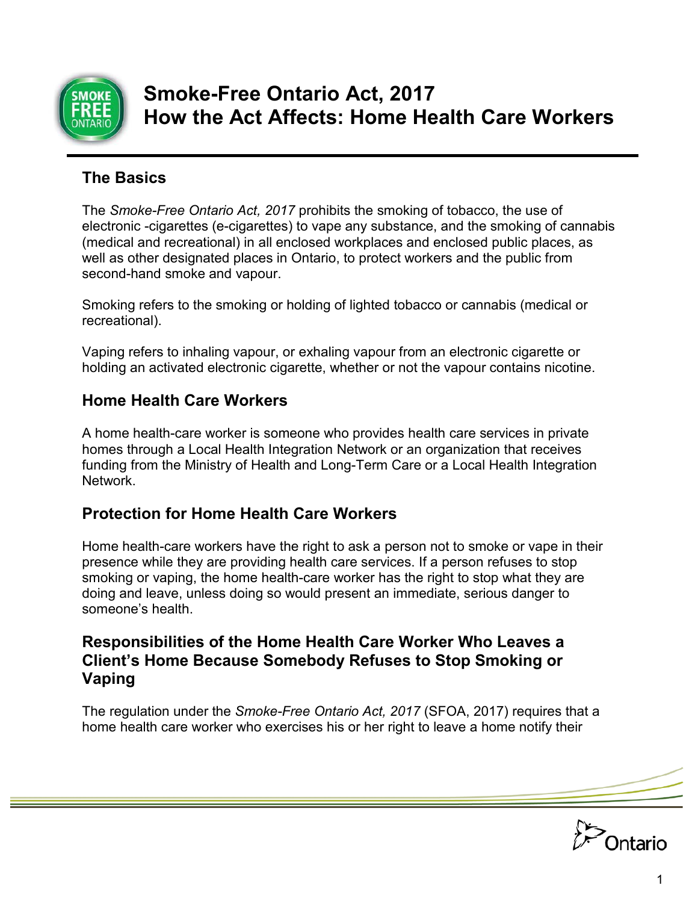# Smoke-Free Ontario Act, 2017
# How the Act Affects: Home Health Care Workers

## The Basics

The *Smoke-Free Ontario Act, 2017* prohibits the smoking of tobacco, the use of electronic -cigarettes (e-cigarettes) to vape any substance, and the smoking of cannabis (medical and recreational) in all enclosed workplaces and enclosed public places, as well as other designated places in Ontario, to protect workers and the public from second-hand smoke and vapour.

Smoking refers to the smoking or holding of lighted tobacco or cannabis (medical or recreational).

Vaping refers to inhaling vapour, or exhaling vapour from an electronic cigarette or holding an activated electronic cigarette, whether or not the vapour contains nicotine.

## Home Health Care Workers

A home health-care worker is someone who provides health care services in private homes through a Local Health Integration Network or an organization that receives funding from the Ministry of Health and Long-Term Care or a Local Health Integration Network.

## Protection for Home Health Care Workers

Home health-care workers have the right to ask a person not to smoke or vape in their presence while they are providing health care services. If a person refuses to stop smoking or vaping, the home health-care worker has the right to stop what they are doing and leave, unless doing so would present an immediate, serious danger to someone's health.

## Responsibilities of the Home Health Care Worker Who Leaves a Client's Home Because Somebody Refuses to Stop Smoking or Vaping

The regulation under the *Smoke-Free Ontario Act, 2017* (SFOA, 2017) requires that a home health care worker who exercises his or her right to leave a home notify their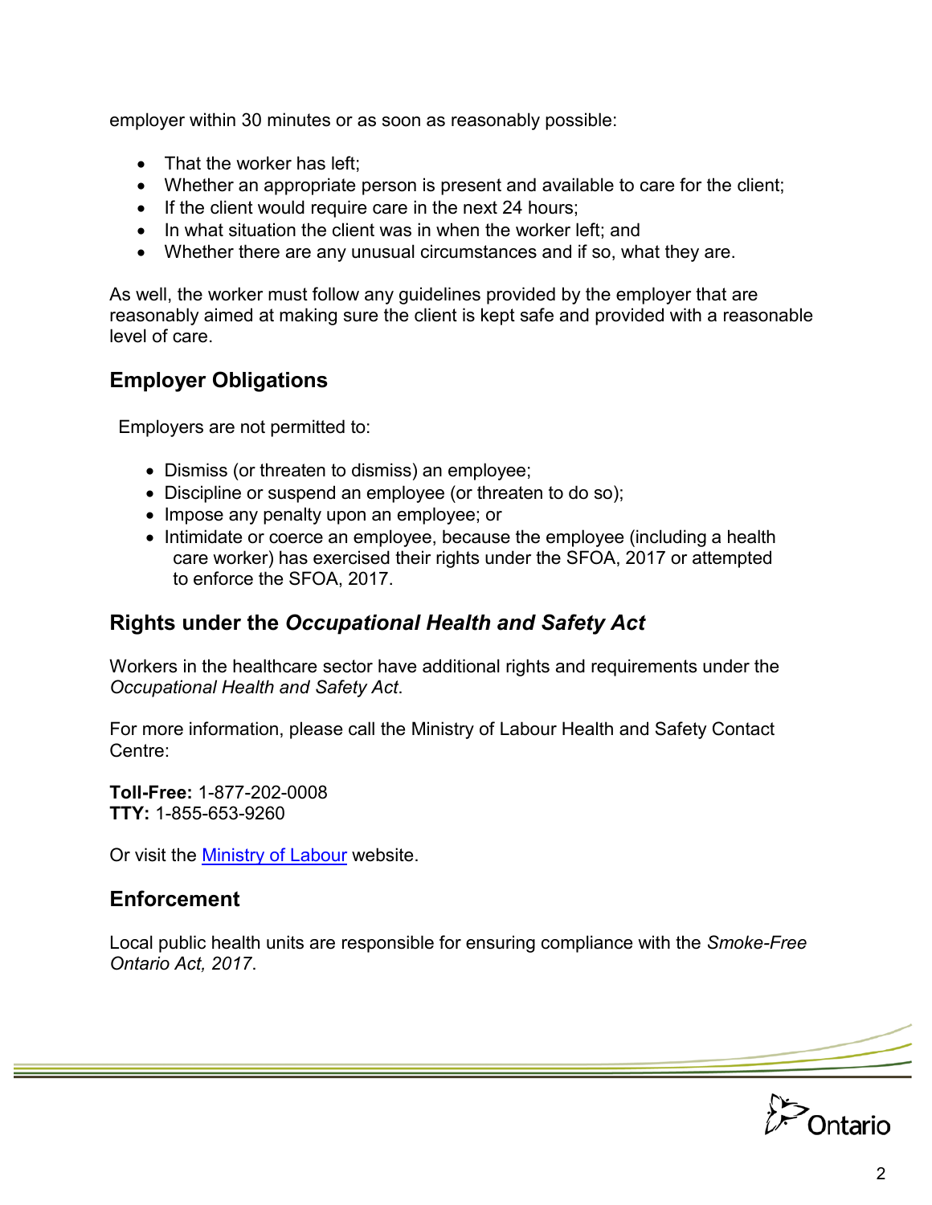employer within 30 minutes or as soon as reasonably possible:

- That the worker has left;
- Whether an appropriate person is present and available to care for the client;
- If the client would require care in the next 24 hours;
- In what situation the client was in when the worker left; and
- Whether there are any unusual circumstances and if so, what they are.

As well, the worker must follow any guidelines provided by the employer that are reasonably aimed at making sure the client is kept safe and provided with a reasonable level of care.

## Employer Obligations

Employers are not permitted to:

- Dismiss (or threaten to dismiss) an employee;
- Discipline or suspend an employee (or threaten to do so);
- Impose any penalty upon an employee; or
- Intimidate or coerce an employee, because the employee (including a health care worker) has exercised their rights under the SFOA, 2017 or attempted to enforce the SFOA, 2017.

## Rights under the *Occupational Health and Safety Act*

Workers in the healthcare sector have additional rights and requirements under the *Occupational Health and Safety Act*.

For more information, please call the Ministry of Labour Health and Safety Contact Centre:

**Toll-Free:** 1-877-202-0008
**TTY:** 1-855-653-9260

Or visit the [Ministry of Labour](#) website.

## Enforcement

Local public health units are responsible for ensuring compliance with the *Smoke-Free Ontario Act, 2017*.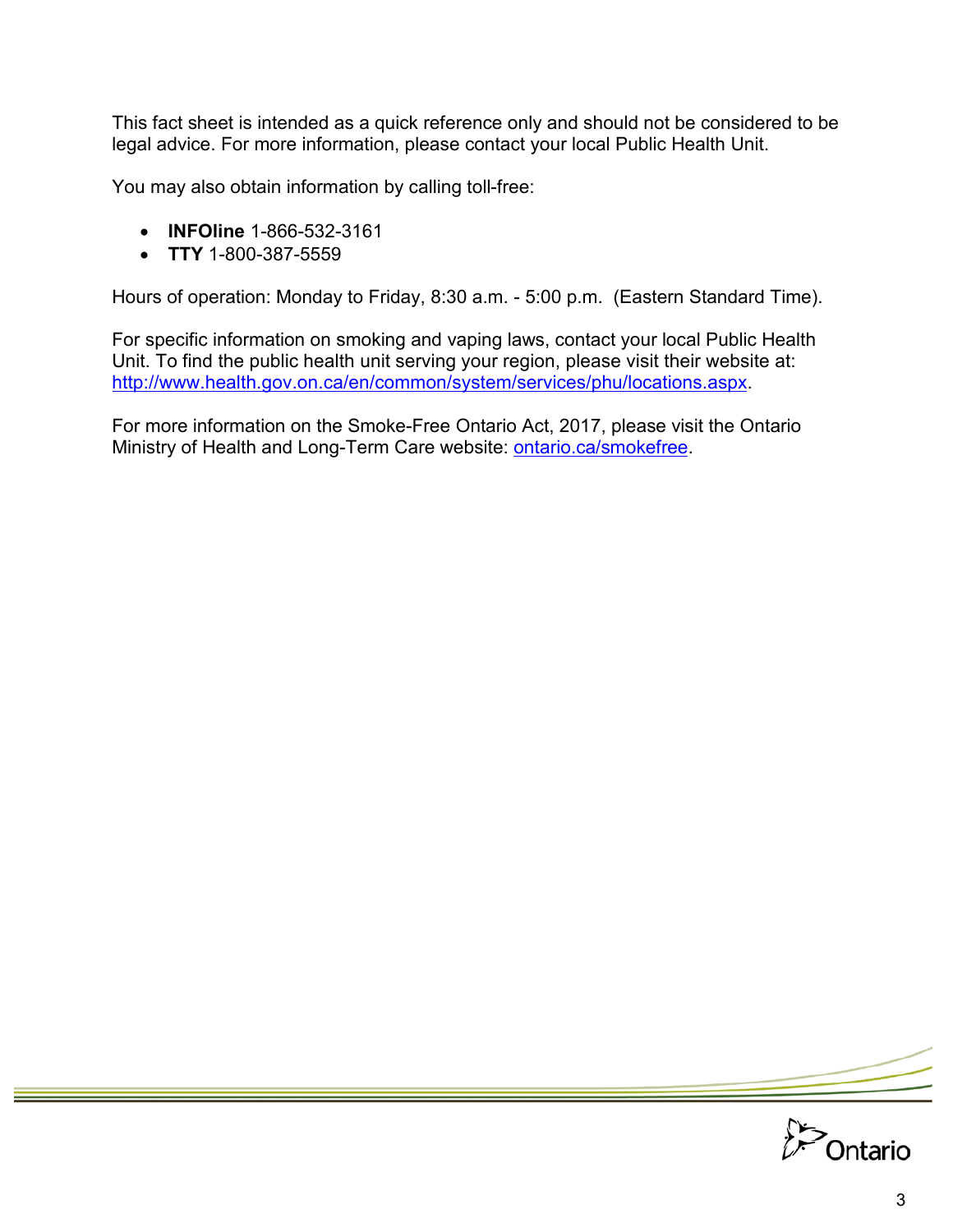This fact sheet is intended as a quick reference only and should not be considered to be legal advice. For more information, please contact your local Public Health Unit.

You may also obtain information by calling toll-free:

- **INFOline** 1-866-532-3161
- **TTY** 1-800-387-5559

Hours of operation: Monday to Friday, 8:30 a.m. - 5:00 p.m. (Eastern Standard Time).

For specific information on smoking and vaping laws, contact your local Public Health Unit. To find the public health unit serving your region, please visit their website at: http://www.health.gov.on.ca/en/common/system/services/phu/locations.aspx.

For more information on the Smoke-Free Ontario Act, 2017, please visit the Ontario Ministry of Health and Long-Term Care website: ontario.ca/smokefree.